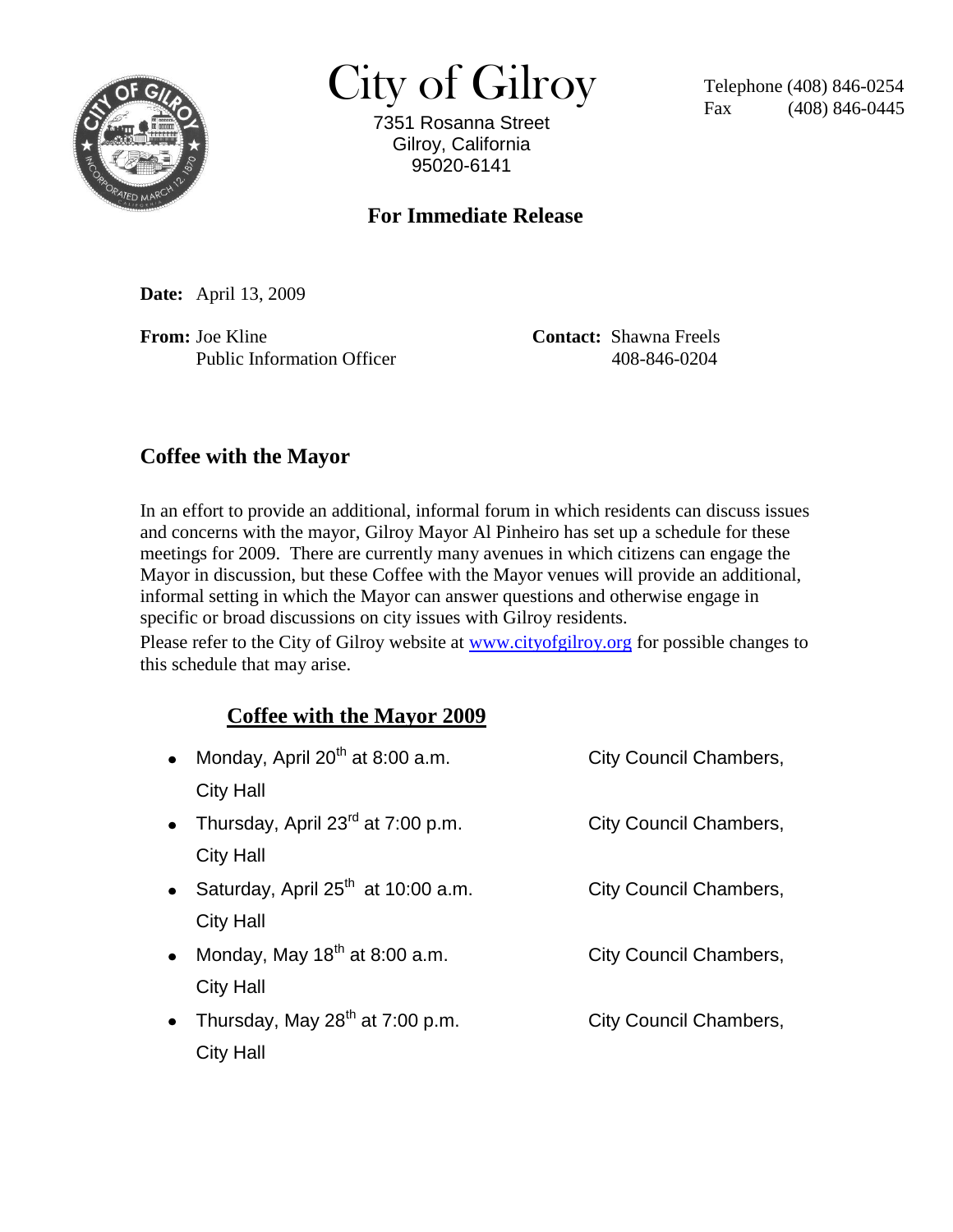# City of Gilroy

7351 Rosanna Street
Gilroy, California
95020-6141

Telephone (408) 846-0254
Fax (408) 846-0445

**For Immediate Release**

**Date:** April 13, 2009

**From:** Joe Kline
Public Information Officer

**Contact:** Shawna Freels
408-846-0204

## Coffee with the Mayor

In an effort to provide an additional, informal forum in which residents can discuss issues and concerns with the mayor, Gilroy Mayor Al Pinheiro has set up a schedule for these meetings for 2009. There are currently many avenues in which citizens can engage the Mayor in discussion, but these Coffee with the Mayor venues will provide an additional, informal setting in which the Mayor can answer questions and otherwise engage in specific or broad discussions on city issues with Gilroy residents.

Please refer to the City of Gilroy website at www.cityofgilroy.org for possible changes to this schedule that may arise.

### Coffee with the Mayor 2009

- Monday, April 20th at 8:00 a.m. City Council Chambers, City Hall
- Thursday, April 23rd at 7:00 p.m. City Council Chambers, City Hall
- Saturday, April 25th at 10:00 a.m. City Council Chambers, City Hall
- Monday, May 18th at 8:00 a.m. City Council Chambers, City Hall
- Thursday, May 28th at 7:00 p.m. City Council Chambers, City Hall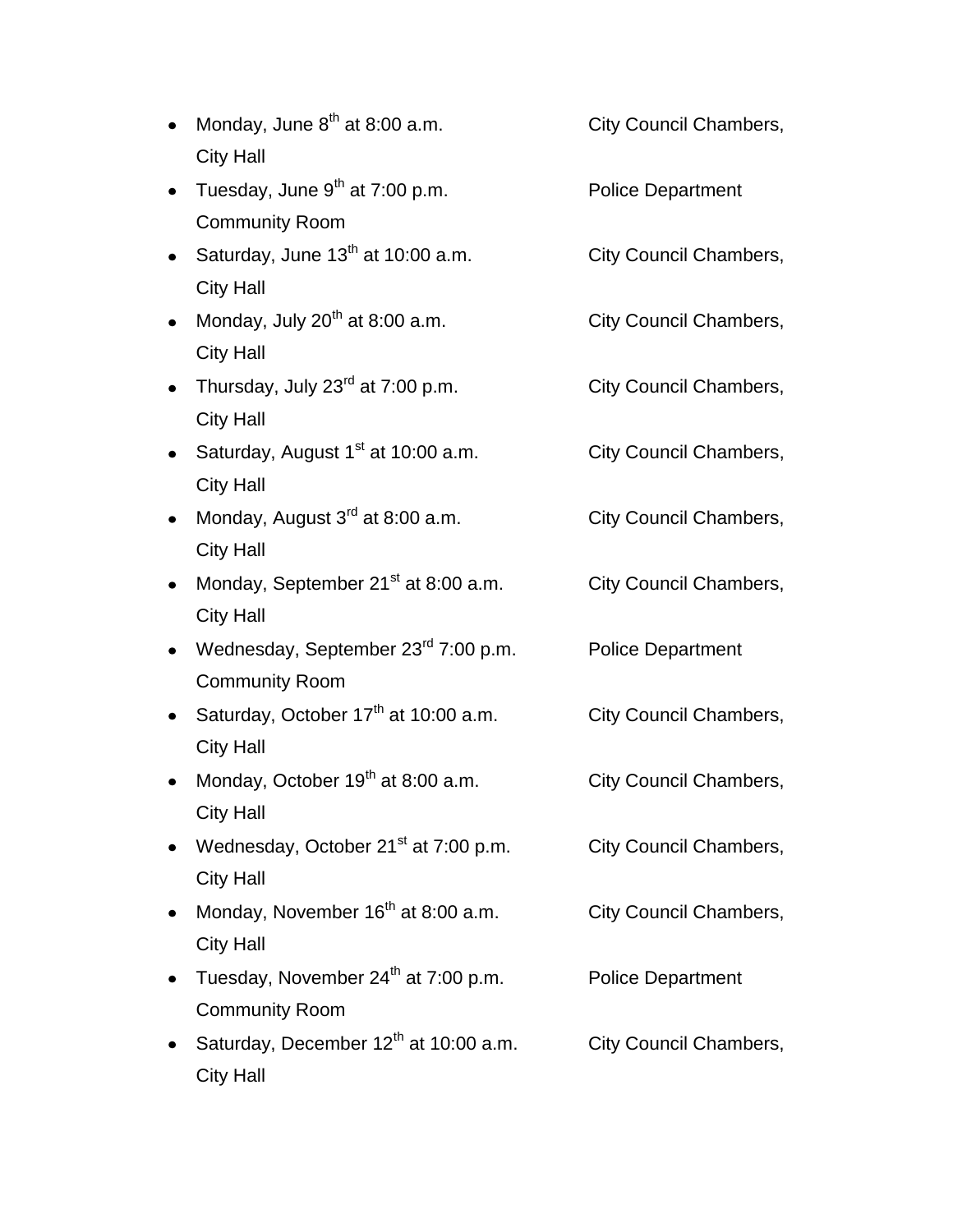- Monday, June 8th at 8:00 a.m. City Council Chambers, City Hall
- Tuesday, June 9th at 7:00 p.m. Police Department Community Room
- Saturday, June 13th at 10:00 a.m. City Council Chambers, City Hall
- Monday, July 20th at 8:00 a.m. City Council Chambers, City Hall
- Thursday, July 23rd at 7:00 p.m. City Council Chambers, City Hall
- Saturday, August 1st at 10:00 a.m. City Council Chambers, City Hall
- Monday, August 3rd at 8:00 a.m. City Council Chambers, City Hall
- Monday, September 21st at 8:00 a.m. City Council Chambers, City Hall
- Wednesday, September 23rd 7:00 p.m. Police Department Community Room
- Saturday, October 17th at 10:00 a.m. City Council Chambers, City Hall
- Monday, October 19th at 8:00 a.m. City Council Chambers, City Hall
- Wednesday, October 21st at 7:00 p.m. City Council Chambers, City Hall
- Monday, November 16th at 8:00 a.m. City Council Chambers, City Hall
- Tuesday, November 24th at 7:00 p.m. Police Department Community Room
- Saturday, December 12th at 10:00 a.m. City Council Chambers, City Hall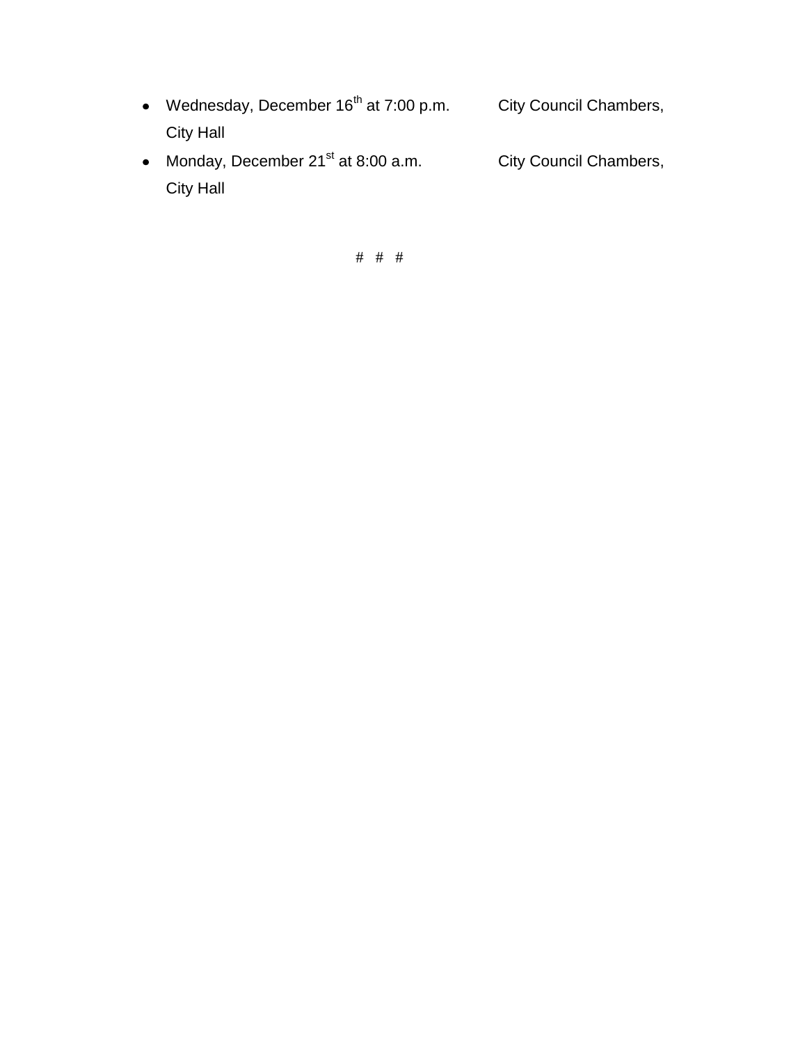- Wednesday, December 16th at 7:00 p.m. City Council Chambers, City Hall
- Monday, December 21st at 8:00 a.m. City Council Chambers, City Hall

# # #